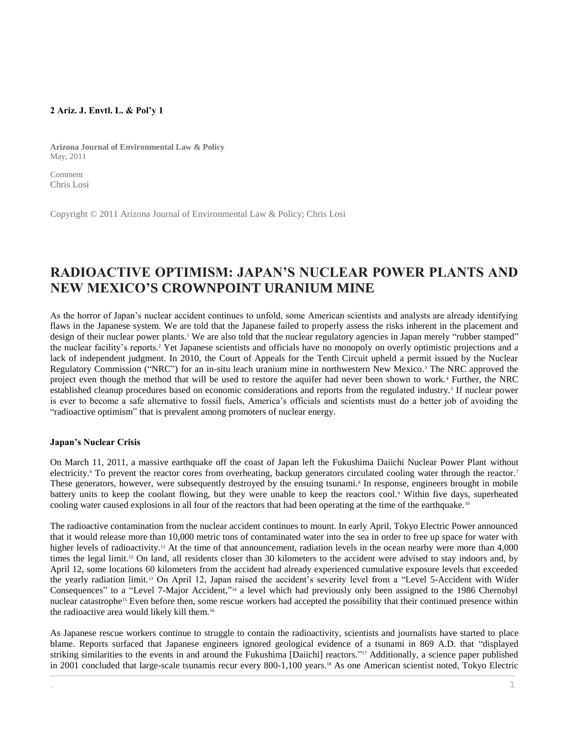**2 Ariz. J. Envtl. L. & Pol'y 1**

**Arizona Journal of Environmental Law & Policy**
May, 2011

Comment
Chris Losi

Copyright © 2011 Arizona Journal of Environmental Law & Policy; Chris Losi

# RADIOACTIVE OPTIMISM: JAPAN'S NUCLEAR POWER PLANTS AND NEW MEXICO'S CROWNPOINT URANIUM MINE

As the horror of Japan's nuclear accident continues to unfold, some American scientists and analysts are already identifying flaws in the Japanese system. We are told that the Japanese failed to properly assess the risks inherent in the placement and design of their nuclear power plants.[1] We are also told that the nuclear regulatory agencies in Japan merely "rubber stamped" the nuclear facility's reports.[2] Yet Japanese scientists and officials have no monopoly on overly optimistic projections and a lack of independent judgment. In 2010, the Court of Appeals for the Tenth Circuit upheld a permit issued by the Nuclear Regulatory Commission ("NRC") for an in-situ leach uranium mine in northwestern New Mexico.[3] The NRC approved the project even though the method that will be used to restore the aquifer had never been shown to work.[4] Further, the NRC established cleanup procedures based on economic considerations and reports from the regulated industry.[5] If nuclear power is ever to become a safe alternative to fossil fuels, America's officials and scientists must do a better job of avoiding the "radioactive optimism" that is prevalent among promoters of nuclear energy.

### Japan's Nuclear Crisis

On March 11, 2011, a massive earthquake off the coast of Japan left the Fukushima Daiichi Nuclear Power Plant without electricity.[6] To prevent the reactor cores from overheating, backup generators circulated cooling water through the reactor.[7] These generators, however, were subsequently destroyed by the ensuing tsunami.[8] In response, engineers brought in mobile battery units to keep the coolant flowing, but they were unable to keep the reactors cool.[9] Within five days, superheated cooling water caused explosions in all four of the reactors that had been operating at the time of the earthquake.[10]

The radioactive contamination from the nuclear accident continues to mount. In early April, Tokyo Electric Power announced that it would release more than 10,000 metric tons of contaminated water into the sea in order to free up space for water with higher levels of radioactivity.[11] At the time of that announcement, radiation levels in the ocean nearby were more than 4,000 times the legal limit.[12] On land, all residents closer than 30 kilometers to the accident were advised to stay indoors and, by April 12, some locations 60 kilometers from the accident had already experienced cumulative exposure levels that exceeded the yearly radiation limit.[13] On April 12, Japan raised the accident's severity level from a "Level 5-Accident with Wider Consequences" to a "Level 7-Major Accident,"[14] a level which had previously only been assigned to the 1986 Chernobyl nuclear catastrophe[15] Even before then, some rescue workers had accepted the possibility that their continued presence within the radioactive area would likely kill them.[16]

As Japanese rescue workers continue to struggle to contain the radioactivity, scientists and journalists have started to place blame. Reports surfaced that Japanese engineers ignored geological evidence of a tsunami in 869 A.D. that "displayed striking similarities to the events in and around the Fukushima [Daiichi] reactors."[17] Additionally, a science paper published in 2001 concluded that large-scale tsunamis recur every 800-1,100 years.[18] As one American scientist noted, Tokyo Electric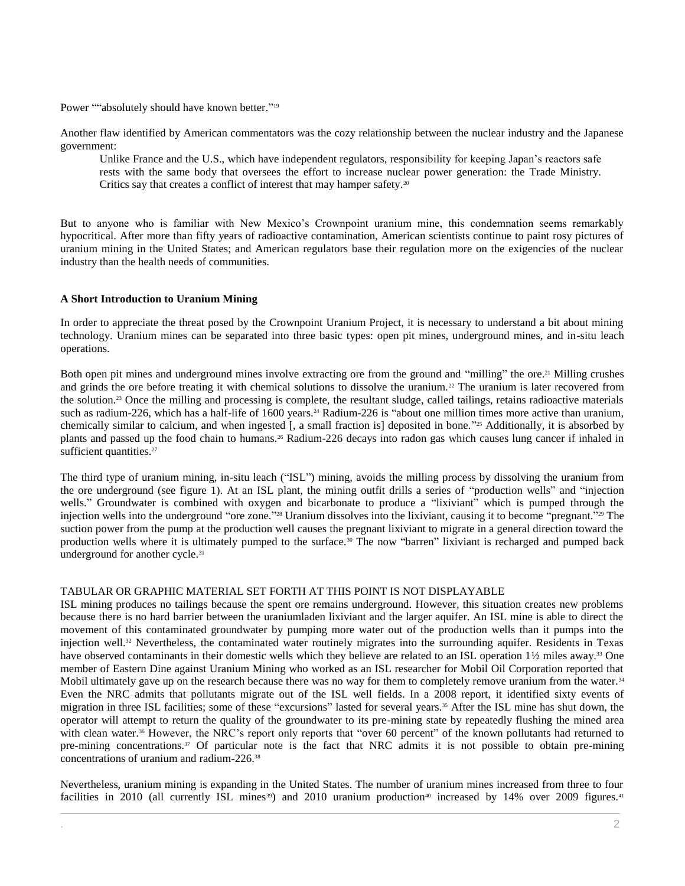Power ""absolutely should have known better."[19]

Another flaw identified by American commentators was the cozy relationship between the nuclear industry and the Japanese government:

> Unlike France and the U.S., which have independent regulators, responsibility for keeping Japan's reactors safe rests with the same body that oversees the effort to increase nuclear power generation: the Trade Ministry. Critics say that creates a conflict of interest that may hamper safety.[20]

But to anyone who is familiar with New Mexico's Crownpoint uranium mine, this condemnation seems remarkably hypocritical. After more than fifty years of radioactive contamination, American scientists continue to paint rosy pictures of uranium mining in the United States; and American regulators base their regulation more on the exigencies of the nuclear industry than the health needs of communities.

**A Short Introduction to Uranium Mining**

In order to appreciate the threat posed by the Crownpoint Uranium Project, it is necessary to understand a bit about mining technology. Uranium mines can be separated into three basic types: open pit mines, underground mines, and in-situ leach operations.

Both open pit mines and underground mines involve extracting ore from the ground and "milling" the ore.[21] Milling crushes and grinds the ore before treating it with chemical solutions to dissolve the uranium.[22] The uranium is later recovered from the solution.[23] Once the milling and processing is complete, the resultant sludge, called tailings, retains radioactive materials such as radium-226, which has a half-life of 1600 years.[24] Radium-226 is "about one million times more active than uranium, chemically similar to calcium, and when ingested [, a small fraction is] deposited in bone."[25] Additionally, it is absorbed by plants and passed up the food chain to humans.[26] Radium-226 decays into radon gas which causes lung cancer if inhaled in sufficient quantities.[27]

The third type of uranium mining, in-situ leach ("ISL") mining, avoids the milling process by dissolving the uranium from the ore underground (see figure 1). At an ISL plant, the mining outfit drills a series of "production wells" and "injection wells." Groundwater is combined with oxygen and bicarbonate to produce a "lixiviant" which is pumped through the injection wells into the underground "ore zone."[28] Uranium dissolves into the lixiviant, causing it to become "pregnant."[29] The suction power from the pump at the production well causes the pregnant lixiviant to migrate in a general direction toward the production wells where it is ultimately pumped to the surface.[30] The now "barren" lixiviant is recharged and pumped back underground for another cycle.[31]

TABULAR OR GRAPHIC MATERIAL SET FORTH AT THIS POINT IS NOT DISPLAYABLE

ISL mining produces no tailings because the spent ore remains underground. However, this situation creates new problems because there is no hard barrier between the uraniumladen lixiviant and the larger aquifer. An ISL mine is able to direct the movement of this contaminated groundwater by pumping more water out of the production wells than it pumps into the injection well.[32] Nevertheless, the contaminated water routinely migrates into the surrounding aquifer. Residents in Texas have observed contaminants in their domestic wells which they believe are related to an ISL operation 1½ miles away.[33] One member of Eastern Dine against Uranium Mining who worked as an ISL researcher for Mobil Oil Corporation reported that Mobil ultimately gave up on the research because there was no way for them to completely remove uranium from the water.[34] Even the NRC admits that pollutants migrate out of the ISL well fields. In a 2008 report, it identified sixty events of migration in three ISL facilities; some of these "excursions" lasted for several years.[35] After the ISL mine has shut down, the operator will attempt to return the quality of the groundwater to its pre-mining state by repeatedly flushing the mined area with clean water.[36] However, the NRC's report only reports that "over 60 percent" of the known pollutants had returned to pre-mining concentrations.[37] Of particular note is the fact that NRC admits it is not possible to obtain pre-mining concentrations of uranium and radium-226.[38]

Nevertheless, uranium mining is expanding in the United States. The number of uranium mines increased from three to four facilities in 2010 (all currently ISL mines[39]) and 2010 uranium production[40] increased by 14% over 2009 figures.[41]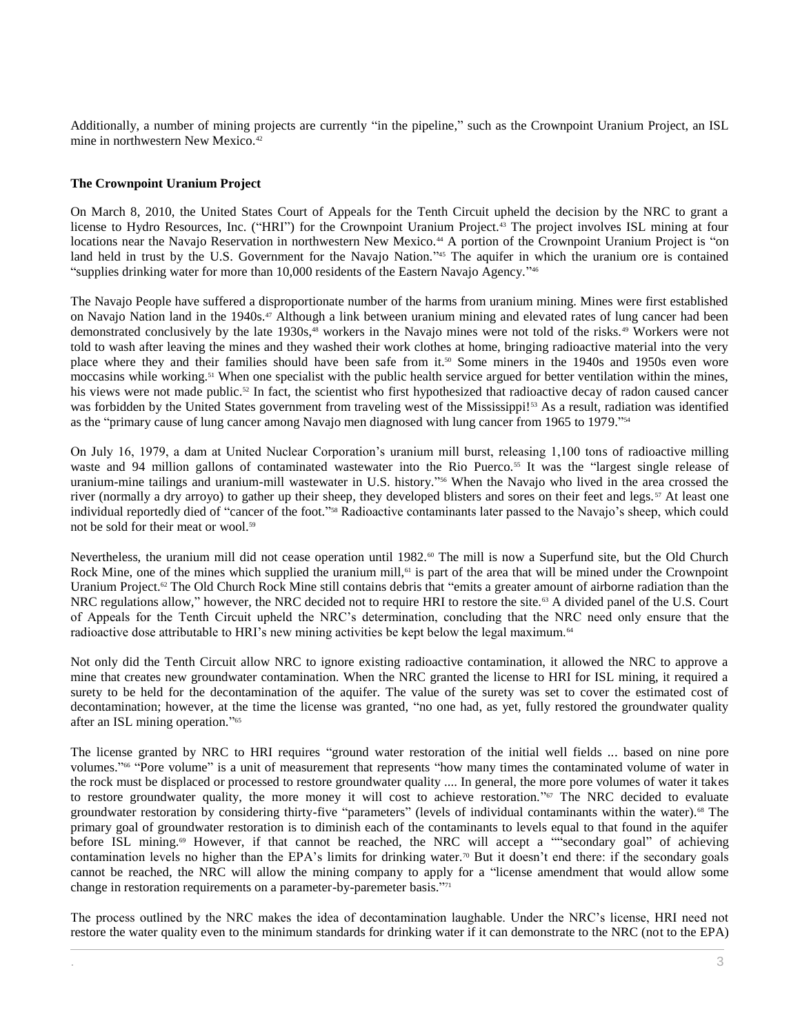Additionally, a number of mining projects are currently "in the pipeline," such as the Crownpoint Uranium Project, an ISL mine in northwestern New Mexico.[42]

**The Crownpoint Uranium Project**

On March 8, 2010, the United States Court of Appeals for the Tenth Circuit upheld the decision by the NRC to grant a license to Hydro Resources, Inc. ("HRI") for the Crownpoint Uranium Project.[43] The project involves ISL mining at four locations near the Navajo Reservation in northwestern New Mexico.[44] A portion of the Crownpoint Uranium Project is "on land held in trust by the U.S. Government for the Navajo Nation."[45] The aquifer in which the uranium ore is contained "supplies drinking water for more than 10,000 residents of the Eastern Navajo Agency."[46]

The Navajo People have suffered a disproportionate number of the harms from uranium mining. Mines were first established on Navajo Nation land in the 1940s.[47] Although a link between uranium mining and elevated rates of lung cancer had been demonstrated conclusively by the late 1930s,[48] workers in the Navajo mines were not told of the risks.[49] Workers were not told to wash after leaving the mines and they washed their work clothes at home, bringing radioactive material into the very place where they and their families should have been safe from it.[50] Some miners in the 1940s and 1950s even wore moccasins while working.[51] When one specialist with the public health service argued for better ventilation within the mines, his views were not made public.[52] In fact, the scientist who first hypothesized that radioactive decay of radon caused cancer was forbidden by the United States government from traveling west of the Mississippi![53] As a result, radiation was identified as the "primary cause of lung cancer among Navajo men diagnosed with lung cancer from 1965 to 1979."[54]

On July 16, 1979, a dam at United Nuclear Corporation's uranium mill burst, releasing 1,100 tons of radioactive milling waste and 94 million gallons of contaminated wastewater into the Rio Puerco.[55] It was the "largest single release of uranium-mine tailings and uranium-mill wastewater in U.S. history."[56] When the Navajo who lived in the area crossed the river (normally a dry arroyo) to gather up their sheep, they developed blisters and sores on their feet and legs.[57] At least one individual reportedly died of "cancer of the foot."[58] Radioactive contaminants later passed to the Navajo's sheep, which could not be sold for their meat or wool.[59]

Nevertheless, the uranium mill did not cease operation until 1982.[60] The mill is now a Superfund site, but the Old Church Rock Mine, one of the mines which supplied the uranium mill,[61] is part of the area that will be mined under the Crownpoint Uranium Project.[62] The Old Church Rock Mine still contains debris that "emits a greater amount of airborne radiation than the NRC regulations allow," however, the NRC decided not to require HRI to restore the site.[63] A divided panel of the U.S. Court of Appeals for the Tenth Circuit upheld the NRC's determination, concluding that the NRC need only ensure that the radioactive dose attributable to HRI's new mining activities be kept below the legal maximum.[64]

Not only did the Tenth Circuit allow NRC to ignore existing radioactive contamination, it allowed the NRC to approve a mine that creates new groundwater contamination. When the NRC granted the license to HRI for ISL mining, it required a surety to be held for the decontamination of the aquifer. The value of the surety was set to cover the estimated cost of decontamination; however, at the time the license was granted, "no one had, as yet, fully restored the groundwater quality after an ISL mining operation."[65]

The license granted by NRC to HRI requires "ground water restoration of the initial well fields ... based on nine pore volumes."[66] "Pore volume" is a unit of measurement that represents "how many times the contaminated volume of water in the rock must be displaced or processed to restore groundwater quality .... In general, the more pore volumes of water it takes to restore groundwater quality, the more money it will cost to achieve restoration."[67] The NRC decided to evaluate groundwater restoration by considering thirty-five "parameters" (levels of individual contaminants within the water).[68] The primary goal of groundwater restoration is to diminish each of the contaminants to levels equal to that found in the aquifer before ISL mining.[69] However, if that cannot be reached, the NRC will accept a ""secondary goal" of achieving contamination levels no higher than the EPA's limits for drinking water.[70] But it doesn't end there: if the secondary goals cannot be reached, the NRC will allow the mining company to apply for a "license amendment that would allow some change in restoration requirements on a parameter-by-paremeter basis."[71]

The process outlined by the NRC makes the idea of decontamination laughable. Under the NRC's license, HRI need not restore the water quality even to the minimum standards for drinking water if it can demonstrate to the NRC (not to the EPA)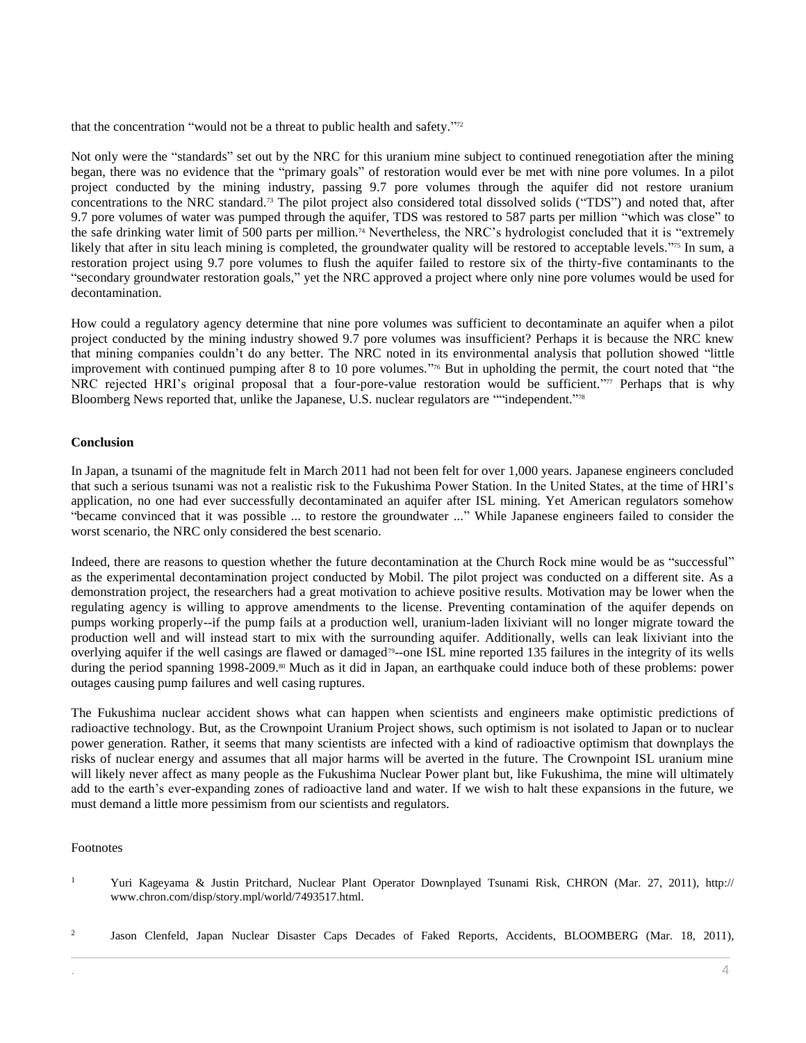that the concentration "would not be a threat to public health and safety."[72]

Not only were the "standards" set out by the NRC for this uranium mine subject to continued renegotiation after the mining began, there was no evidence that the "primary goals" of restoration would ever be met with nine pore volumes. In a pilot project conducted by the mining industry, passing 9.7 pore volumes through the aquifer did not restore uranium concentrations to the NRC standard.[73] The pilot project also considered total dissolved solids ("TDS") and noted that, after 9.7 pore volumes of water was pumped through the aquifer, TDS was restored to 587 parts per million "which was close" to the safe drinking water limit of 500 parts per million.[74] Nevertheless, the NRC's hydrologist concluded that it is "extremely likely that after in situ leach mining is completed, the groundwater quality will be restored to acceptable levels."[75] In sum, a restoration project using 9.7 pore volumes to flush the aquifer failed to restore six of the thirty-five contaminants to the "secondary groundwater restoration goals," yet the NRC approved a project where only nine pore volumes would be used for decontamination.

How could a regulatory agency determine that nine pore volumes was sufficient to decontaminate an aquifer when a pilot project conducted by the mining industry showed 9.7 pore volumes was insufficient? Perhaps it is because the NRC knew that mining companies couldn't do any better. The NRC noted in its environmental analysis that pollution showed "little improvement with continued pumping after 8 to 10 pore volumes."[76] But in upholding the permit, the court noted that "the NRC rejected HRI's original proposal that a four-pore-value restoration would be sufficient."[77] Perhaps that is why Bloomberg News reported that, unlike the Japanese, U.S. nuclear regulators are ""independent."[78]

**Conclusion**

In Japan, a tsunami of the magnitude felt in March 2011 had not been felt for over 1,000 years. Japanese engineers concluded that such a serious tsunami was not a realistic risk to the Fukushima Power Station. In the United States, at the time of HRI's application, no one had ever successfully decontaminated an aquifer after ISL mining. Yet American regulators somehow "became convinced that it was possible ... to restore the groundwater ..." While Japanese engineers failed to consider the worst scenario, the NRC only considered the best scenario.

Indeed, there are reasons to question whether the future decontamination at the Church Rock mine would be as "successful" as the experimental decontamination project conducted by Mobil. The pilot project was conducted on a different site. As a demonstration project, the researchers had a great motivation to achieve positive results. Motivation may be lower when the regulating agency is willing to approve amendments to the license. Preventing contamination of the aquifer depends on pumps working properly--if the pump fails at a production well, uranium-laden lixiviant will no longer migrate toward the production well and will instead start to mix with the surrounding aquifer. Additionally, wells can leak lixiviant into the overlying aquifer if the well casings are flawed or damaged[79]--one ISL mine reported 135 failures in the integrity of its wells during the period spanning 1998-2009.[80] Much as it did in Japan, an earthquake could induce both of these problems: power outages causing pump failures and well casing ruptures.

The Fukushima nuclear accident shows what can happen when scientists and engineers make optimistic predictions of radioactive technology. But, as the Crownpoint Uranium Project shows, such optimism is not isolated to Japan or to nuclear power generation. Rather, it seems that many scientists are infected with a kind of radioactive optimism that downplays the risks of nuclear energy and assumes that all major harms will be averted in the future. The Crownpoint ISL uranium mine will likely never affect as many people as the Fukushima Nuclear Power plant but, like Fukushima, the mine will ultimately add to the earth's ever-expanding zones of radioactive land and water. If we wish to halt these expansions in the future, we must demand a little more pessimism from our scientists and regulators.

Footnotes

1 Yuri Kageyama & Justin Pritchard, Nuclear Plant Operator Downplayed Tsunami Risk, CHRON (Mar. 27, 2011), http:// www.chron.com/disp/story.mpl/world/7493517.html.

2 Jason Clenfeld, Japan Nuclear Disaster Caps Decades of Faked Reports, Accidents, BLOOMBERG (Mar. 18, 2011),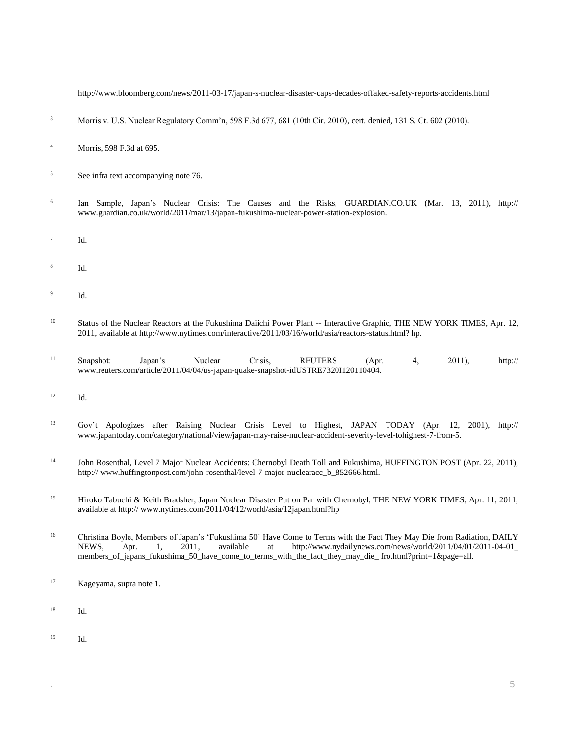http://www.bloomberg.com/news/2011-03-17/japan-s-nuclear-disaster-caps-decades-offaked-safety-reports-accidents.html

3 Morris v. U.S. Nuclear Regulatory Comm'n, 598 F.3d 677, 681 (10th Cir. 2010), cert. denied, 131 S. Ct. 602 (2010).

4 Morris, 598 F.3d at 695.

5 See infra text accompanying note 76.

6 Ian Sample, Japan's Nuclear Crisis: The Causes and the Risks, GUARDIAN.CO.UK (Mar. 13, 2011), http:// www.guardian.co.uk/world/2011/mar/13/japan-fukushima-nuclear-power-station-explosion.

7 Id.

8 Id.

9 Id.

10 Status of the Nuclear Reactors at the Fukushima Daiichi Power Plant -- Interactive Graphic, THE NEW YORK TIMES, Apr. 12, 2011, available at http://www.nytimes.com/interactive/2011/03/16/world/asia/reactors-status.html? hp.

11 Snapshot: Japan's Nuclear Crisis, REUTERS (Apr. 4, 2011), http:// www.reuters.com/article/2011/04/04/us-japan-quake-snapshot-idUSTRE7320I120110404.

12 Id.

13 Gov't Apologizes after Raising Nuclear Crisis Level to Highest, JAPAN TODAY (Apr. 12, 2001), http:// www.japantoday.com/category/national/view/japan-may-raise-nuclear-accident-severity-level-tohighest-7-from-5.

14 John Rosenthal, Level 7 Major Nuclear Accidents: Chernobyl Death Toll and Fukushima, HUFFINGTON POST (Apr. 22, 2011), http:// www.huffingtonpost.com/john-rosenthal/level-7-major-nuclearacc_b_852666.html.

15 Hiroko Tabuchi & Keith Bradsher, Japan Nuclear Disaster Put on Par with Chernobyl, THE NEW YORK TIMES, Apr. 11, 2011, available at http:// www.nytimes.com/2011/04/12/world/asia/12japan.html?hp

16 Christina Boyle, Members of Japan's 'Fukushima 50' Have Come to Terms with the Fact They May Die from Radiation, DAILY NEWS, Apr. 1, 2011, available at http://www.nydailynews.com/news/world/2011/04/01/2011-04-01_ members_of_japans_fukushima_50_have_come_to_terms_with_the_fact_they_may_die_ fro.html?print=1&page=all.

17 Kageyama, supra note 1.

18 Id.

19 Id.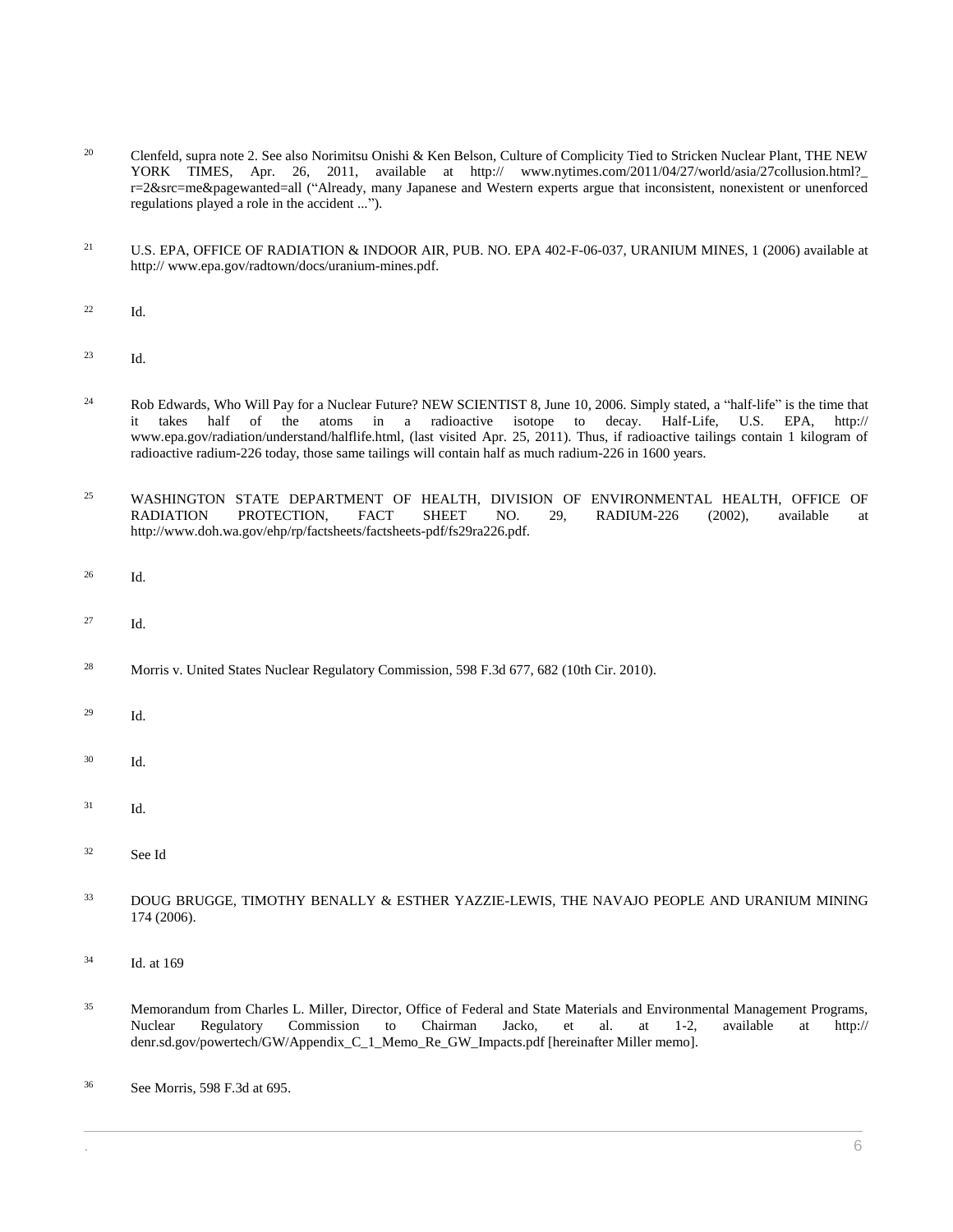[20] Clenfeld, supra note 2. See also Norimitsu Onishi & Ken Belson, Culture of Complicity Tied to Stricken Nuclear Plant, THE NEW YORK TIMES, Apr. 26, 2011, available at http:// www.nytimes.com/2011/04/27/world/asia/27collusion.html?_r=2&src=me&pagewanted=all ("Already, many Japanese and Western experts argue that inconsistent, nonexistent or unenforced regulations played a role in the accident ...").

[21] U.S. EPA, OFFICE OF RADIATION & INDOOR AIR, PUB. NO. EPA 402-F-06-037, URANIUM MINES, 1 (2006) available at http:// www.epa.gov/radtown/docs/uranium-mines.pdf.

[22] Id.

[23] Id.

[24] Rob Edwards, Who Will Pay for a Nuclear Future? NEW SCIENTIST 8, June 10, 2006. Simply stated, a "half-life" is the time that it takes half of the atoms in a radioactive isotope to decay. Half-Life, U.S. EPA, http:// www.epa.gov/radiation/understand/halflife.html, (last visited Apr. 25, 2011). Thus, if radioactive tailings contain 1 kilogram of radioactive radium-226 today, those same tailings will contain half as much radium-226 in 1600 years.

[25] WASHINGTON STATE DEPARTMENT OF HEALTH, DIVISION OF ENVIRONMENTAL HEALTH, OFFICE OF RADIATION PROTECTION, FACT SHEET NO. 29, RADIUM-226 (2002), available at http://www.doh.wa.gov/ehp/rp/factsheets/factsheets-pdf/fs29ra226.pdf.

[26] Id.

[27] Id.

[28] Morris v. United States Nuclear Regulatory Commission, 598 F.3d 677, 682 (10th Cir. 2010).

[29] Id.

[30] Id.

[31] Id.

[32] See Id

[33] DOUG BRUGGE, TIMOTHY BENALLY & ESTHER YAZZIE-LEWIS, THE NAVAJO PEOPLE AND URANIUM MINING 174 (2006).

[34] Id. at 169

[35] Memorandum from Charles L. Miller, Director, Office of Federal and State Materials and Environmental Management Programs, Nuclear Regulatory Commission to Chairman Jacko, et al. at 1-2, available at http:// denr.sd.gov/powertech/GW/Appendix_C_1_Memo_Re_GW_Impacts.pdf [hereinafter Miller memo].

[36] See Morris, 598 F.3d at 695.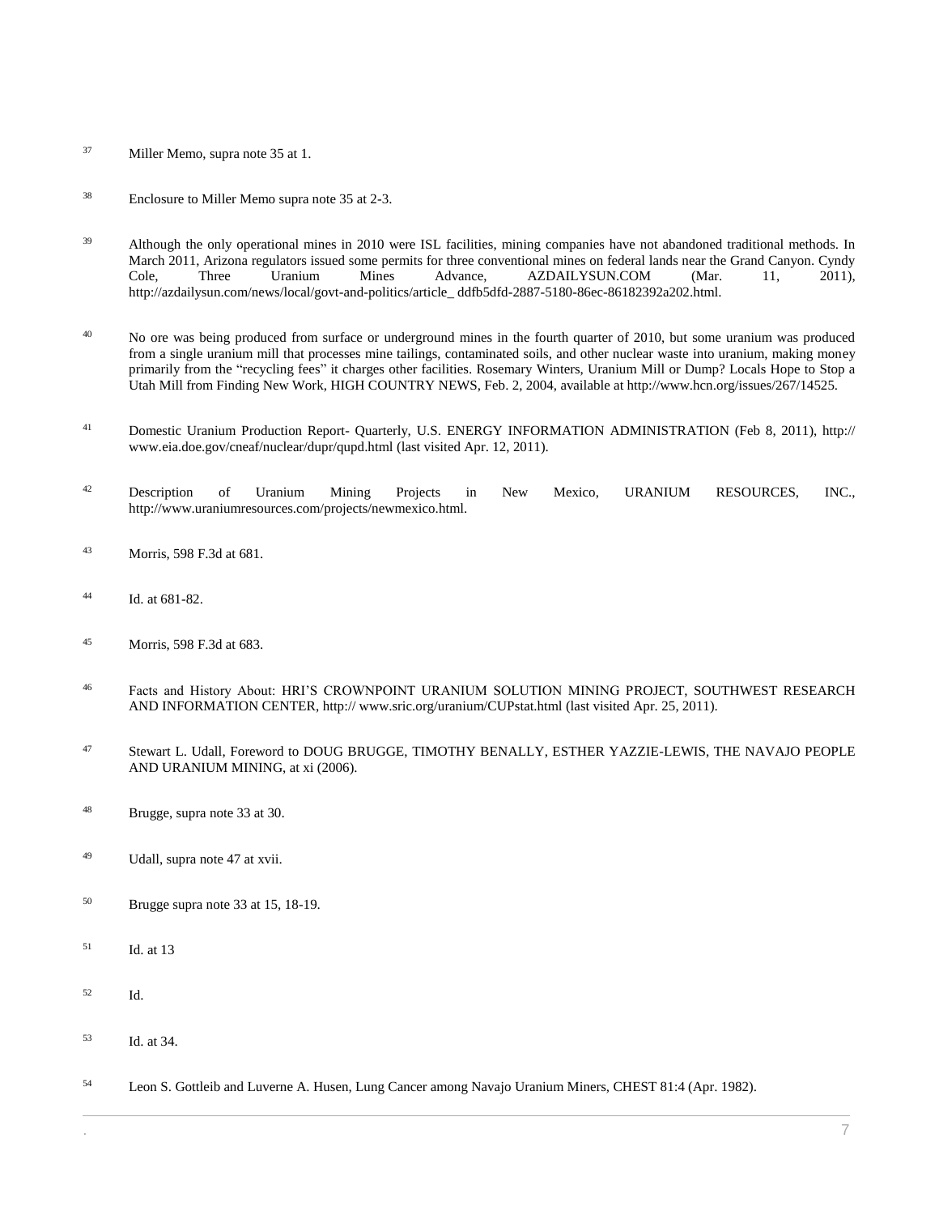[37] Miller Memo, supra note 35 at 1.

[38] Enclosure to Miller Memo supra note 35 at 2-3.

[39] Although the only operational mines in 2010 were ISL facilities, mining companies have not abandoned traditional methods. In March 2011, Arizona regulators issued some permits for three conventional mines on federal lands near the Grand Canyon. Cyndy Cole, Three Uranium Mines Advance, AZDAILYSUN.COM (Mar. 11, 2011), http://azdailysun.com/news/local/govt-and-politics/article_ ddfb5dfd-2887-5180-86ec-86182392a202.html.

[40] No ore was being produced from surface or underground mines in the fourth quarter of 2010, but some uranium was produced from a single uranium mill that processes mine tailings, contaminated soils, and other nuclear waste into uranium, making money primarily from the "recycling fees" it charges other facilities. Rosemary Winters, Uranium Mill or Dump? Locals Hope to Stop a Utah Mill from Finding New Work, HIGH COUNTRY NEWS, Feb. 2, 2004, available at http://www.hcn.org/issues/267/14525.

[41] Domestic Uranium Production Report- Quarterly, U.S. ENERGY INFORMATION ADMINISTRATION (Feb 8, 2011), http:// www.eia.doe.gov/cneaf/nuclear/dupr/qupd.html (last visited Apr. 12, 2011).

[42] Description of Uranium Mining Projects in New Mexico, URANIUM RESOURCES, INC., http://www.uraniumresources.com/projects/newmexico.html.

[43] Morris, 598 F.3d at 681.

[44] Id. at 681-82.

[45] Morris, 598 F.3d at 683.

[46] Facts and History About: HRI'S CROWNPOINT URANIUM SOLUTION MINING PROJECT, SOUTHWEST RESEARCH AND INFORMATION CENTER, http:// www.sric.org/uranium/CUPstat.html (last visited Apr. 25, 2011).

[47] Stewart L. Udall, Foreword to DOUG BRUGGE, TIMOTHY BENALLY, ESTHER YAZZIE-LEWIS, THE NAVAJO PEOPLE AND URANIUM MINING, at xi (2006).

[48] Brugge, supra note 33 at 30.

[49] Udall, supra note 47 at xvii.

[50] Brugge supra note 33 at 15, 18-19.

[51] Id. at 13

[52] Id.

[53] Id. at 34.

[54] Leon S. Gottleib and Luverne A. Husen, Lung Cancer among Navajo Uranium Miners, CHEST 81:4 (Apr. 1982).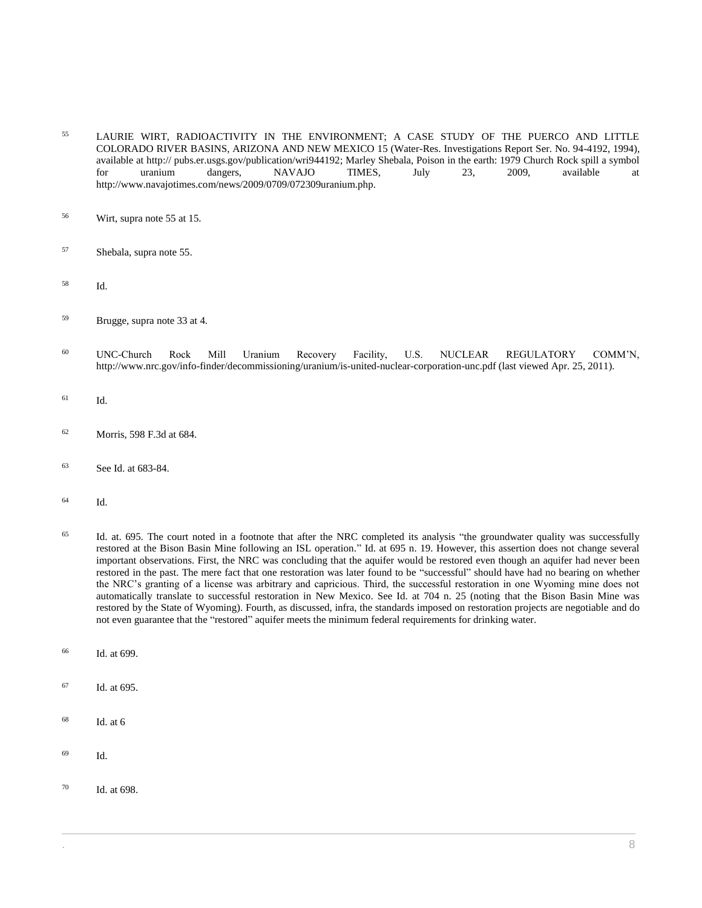55 LAURIE WIRT, RADIOACTIVITY IN THE ENVIRONMENT; A CASE STUDY OF THE PUERCO AND LITTLE COLORADO RIVER BASINS, ARIZONA AND NEW MEXICO 15 (Water-Res. Investigations Report Ser. No. 94-4192, 1994), available at http:// pubs.er.usgs.gov/publication/wri944192; Marley Shebala, Poison in the earth: 1979 Church Rock spill a symbol for uranium dangers, NAVAJO TIMES, July 23, 2009, available at http://www.navajotimes.com/news/2009/0709/072309uranium.php.

56 Wirt, supra note 55 at 15.

57 Shebala, supra note 55.

58 Id.

59 Brugge, supra note 33 at 4.

60 UNC-Church Rock Mill Uranium Recovery Facility, U.S. NUCLEAR REGULATORY COMM'N, http://www.nrc.gov/info-finder/decommissioning/uranium/is-united-nuclear-corporation-unc.pdf (last viewed Apr. 25, 2011).

61 Id.

62 Morris, 598 F.3d at 684.

63 See Id. at 683-84.

64 Id.

65 Id. at. 695. The court noted in a footnote that after the NRC completed its analysis "the groundwater quality was successfully restored at the Bison Basin Mine following an ISL operation." Id. at 695 n. 19. However, this assertion does not change several important observations. First, the NRC was concluding that the aquifer would be restored even though an aquifer had never been restored in the past. The mere fact that one restoration was later found to be "successful" should have had no bearing on whether the NRC's granting of a license was arbitrary and capricious. Third, the successful restoration in one Wyoming mine does not automatically translate to successful restoration in New Mexico. See Id. at 704 n. 25 (noting that the Bison Basin Mine was restored by the State of Wyoming). Fourth, as discussed, infra, the standards imposed on restoration projects are negotiable and do not even guarantee that the "restored" aquifer meets the minimum federal requirements for drinking water.

66 Id. at 699.

67 Id. at 695.

68 Id. at 6

69 Id.

70 Id. at 698.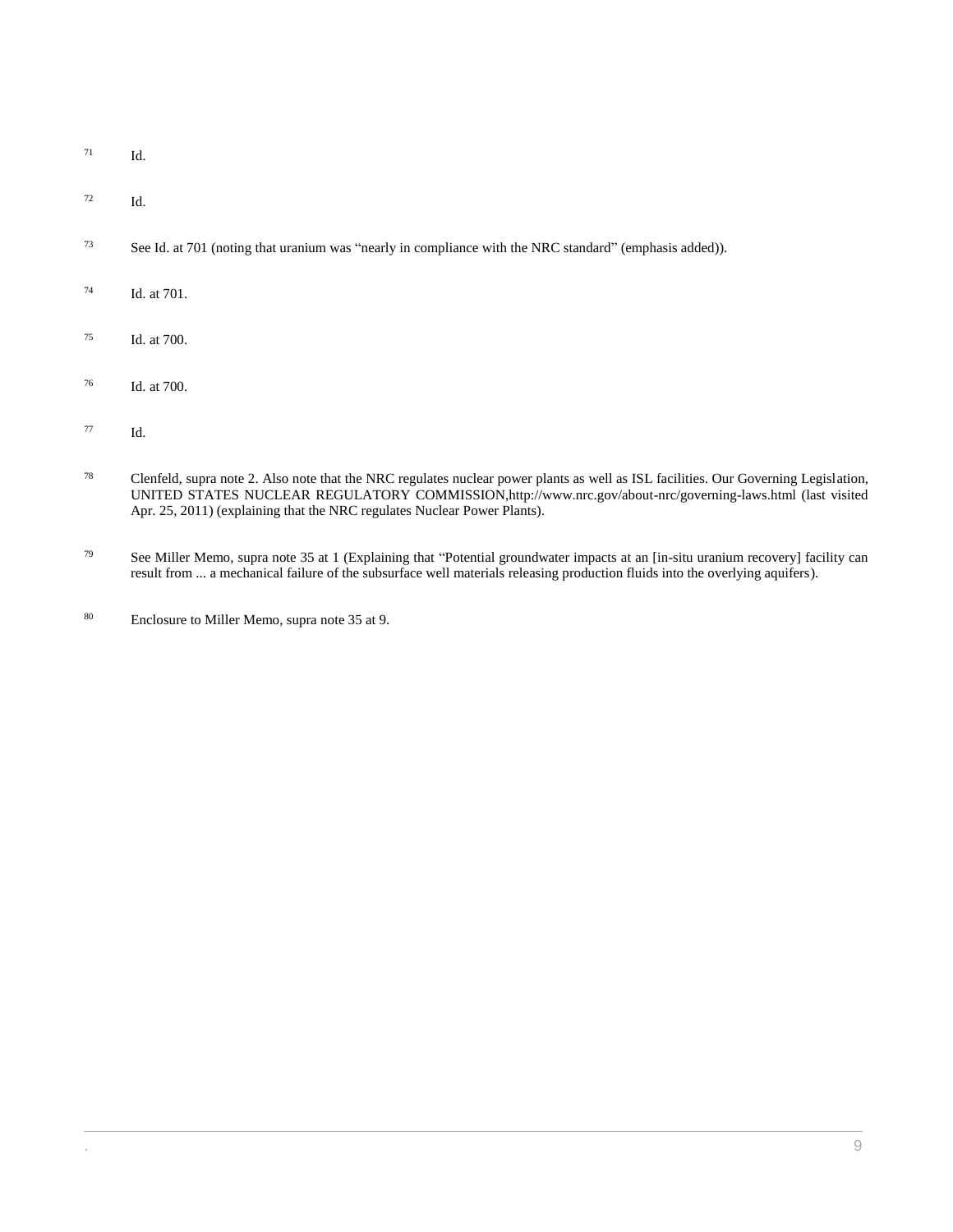[71] Id.

[72] Id.

[73] See Id. at 701 (noting that uranium was "nearly in compliance with the NRC standard" (emphasis added)).

[74] Id. at 701.

[75] Id. at 700.

[76] Id. at 700.

[77] Id.

[78] Clenfeld, supra note 2. Also note that the NRC regulates nuclear power plants as well as ISL facilities. Our Governing Legislation, UNITED STATES NUCLEAR REGULATORY COMMISSION,http://www.nrc.gov/about-nrc/governing-laws.html (last visited Apr. 25, 2011) (explaining that the NRC regulates Nuclear Power Plants).

[79] See Miller Memo, supra note 35 at 1 (Explaining that "Potential groundwater impacts at an [in-situ uranium recovery] facility can result from ... a mechanical failure of the subsurface well materials releasing production fluids into the overlying aquifers).

[80] Enclosure to Miller Memo, supra note 35 at 9.